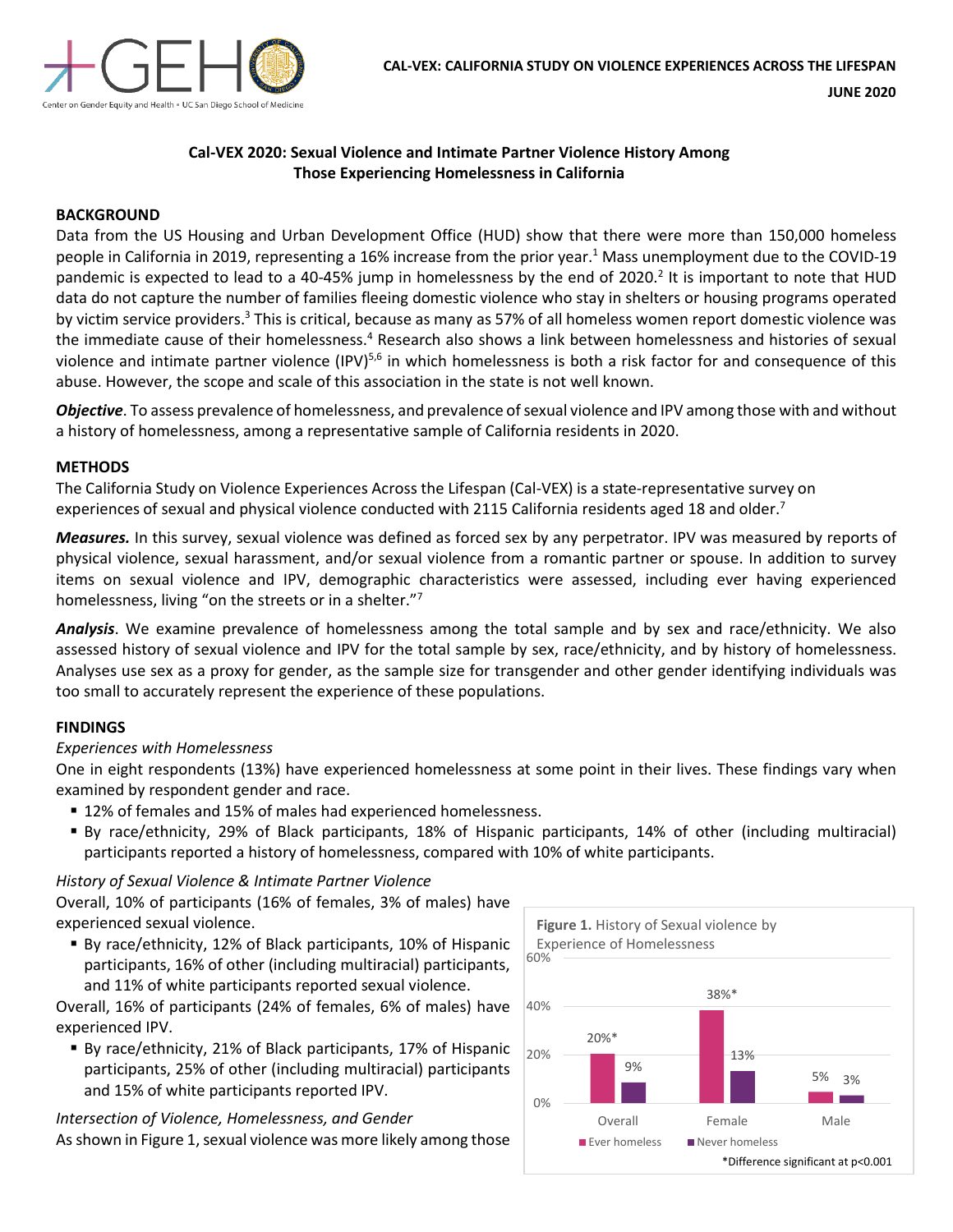CAL-VEX: CALIFORNIA STUDY ON VIOLENCE EXPERIENCES ACROSS THE LIFESPAN

JUNE 2020

Center on Gender Equity and Health • UC San Diego School of Medicine

# Cal-VEX 2020: Sexual Violence and Intimate Partner Violence History Among Those Experiencing Homelessness in California

## BACKGROUND

Data from the US Housing and Urban Development Office (HUD) show that there were more than 150,000 homeless people in California in 2019, representing a 16% increase from the prior year.[1] Mass unemployment due to the COVID-19 pandemic is expected to lead to a 40-45% jump in homelessness by the end of 2020.[2] It is important to note that HUD data do not capture the number of families fleeing domestic violence who stay in shelters or housing programs operated by victim service providers.[3] This is critical, because as many as 57% of all homeless women report domestic violence was the immediate cause of their homelessness.[4] Research also shows a link between homelessness and histories of sexual violence and intimate partner violence (IPV)[5,6] in which homelessness is both a risk factor for and consequence of this abuse. However, the scope and scale of this association in the state is not well known.

***Objective***. To assess prevalence of homelessness, and prevalence of sexual violence and IPV among those with and without a history of homelessness, among a representative sample of California residents in 2020.

## METHODS

The California Study on Violence Experiences Across the Lifespan (Cal-VEX) is a state-representative survey on experiences of sexual and physical violence conducted with 2115 California residents aged 18 and older.[7]

***Measures.*** In this survey, sexual violence was defined as forced sex by any perpetrator. IPV was measured by reports of physical violence, sexual harassment, and/or sexual violence from a romantic partner or spouse. In addition to survey items on sexual violence and IPV, demographic characteristics were assessed, including ever having experienced homelessness, living "on the streets or in a shelter."[7]

***Analysis***. We examine prevalence of homelessness among the total sample and by sex and race/ethnicity. We also assessed history of sexual violence and IPV for the total sample by sex, race/ethnicity, and by history of homelessness. Analyses use sex as a proxy for gender, as the sample size for transgender and other gender identifying individuals was too small to accurately represent the experience of these populations.

## FINDINGS

*Experiences with Homelessness*

One in eight respondents (13%) have experienced homelessness at some point in their lives. These findings vary when examined by respondent gender and race.

- 12% of females and 15% of males had experienced homelessness.
- By race/ethnicity, 29% of Black participants, 18% of Hispanic participants, 14% of other (including multiracial) participants reported a history of homelessness, compared with 10% of white participants.

*History of Sexual Violence & Intimate Partner Violence*

Overall, 10% of participants (16% of females, 3% of males) have experienced sexual violence.

- By race/ethnicity, 12% of Black participants, 10% of Hispanic participants, 16% of other (including multiracial) participants, and 11% of white participants reported sexual violence.

Overall, 16% of participants (24% of females, 6% of males) have experienced IPV.

- By race/ethnicity, 21% of Black participants, 17% of Hispanic participants, 25% of other (including multiracial) participants and 15% of white participants reported IPV.

*Intersection of Violence, Homelessness, and Gender*

As shown in Figure 1, sexual violence was more likely among those

**Figure 1.** History of Sexual violence by Experience of Homelessness

| | Ever homeless | Never homeless |
|---|---|---|
| Overall | 20%* | 9% |
| Female | 38%* | 13% |
| Male | 5% | 3% |

*Difference significant at $p<0.001$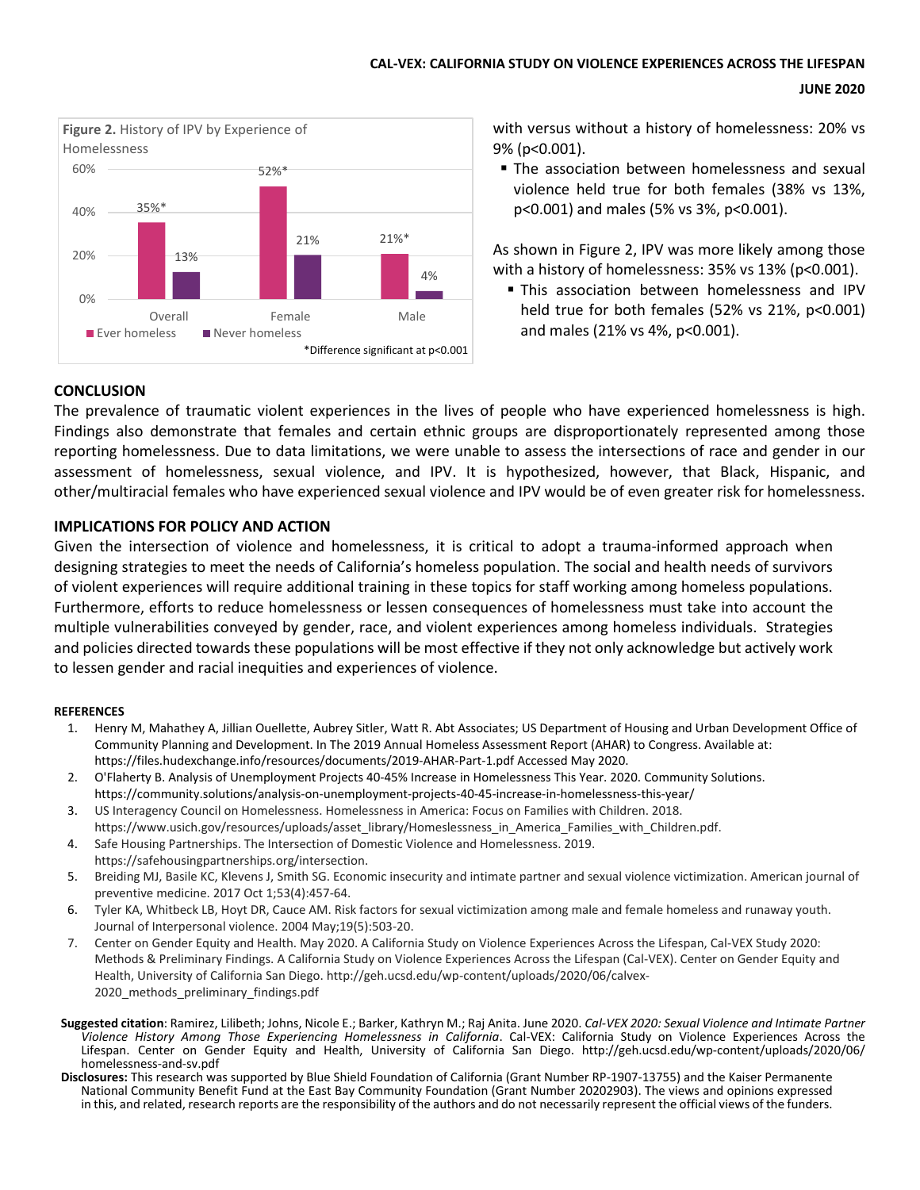Figure 2. History of IPV by Experience of Homelessness

60%
40%
20%
0%

35%*
13%
52%*
21%
21%*
4%

Overall
Female
Male

Ever homeless
Never homeless

*Difference significant at p<0.001

with versus without a history of homelessness: 20% vs 9% (p<0.001).

- The association between homelessness and sexual violence held true for both females (38% vs 13%, p<0.001) and males (5% vs 3%, p<0.001).

As shown in Figure 2, IPV was more likely among those with a history of homelessness: 35% vs 13% (p<0.001).

- This association between homelessness and IPV held true for both females (52% vs 21%, p<0.001) and males (21% vs 4%, p<0.001).

## CONCLUSION

The prevalence of traumatic violent experiences in the lives of people who have experienced homelessness is high. Findings also demonstrate that females and certain ethnic groups are disproportionately represented among those reporting homelessness. Due to data limitations, we were unable to assess the intersections of race and gender in our assessment of homelessness, sexual violence, and IPV. It is hypothesized, however, that Black, Hispanic, and other/multiracial females who have experienced sexual violence and IPV would be of even greater risk for homelessness.

## IMPLICATIONS FOR POLICY AND ACTION

Given the intersection of violence and homelessness, it is critical to adopt a trauma-informed approach when designing strategies to meet the needs of California's homeless population. The social and health needs of survivors of violent experiences will require additional training in these topics for staff working among homeless populations. Furthermore, efforts to reduce homelessness or lessen consequences of homelessness must take into account the multiple vulnerabilities conveyed by gender, race, and violent experiences among homeless individuals. Strategies and policies directed towards these populations will be most effective if they not only acknowledge but actively work to lessen gender and racial inequities and experiences of violence.

### REFERENCES

1. Henry M, Mahathey A, Jillian Ouellette, Aubrey Sitler, Watt R. Abt Associates; US Department of Housing and Urban Development Office of Community Planning and Development. In The 2019 Annual Homeless Assessment Report (AHAR) to Congress. Available at: https://files.hudexchange.info/resources/documents/2019-AHAR-Part-1.pdf Accessed May 2020.
2. O'Flaherty B. Analysis of Unemployment Projects 40-45% Increase in Homelessness This Year. 2020. Community Solutions. https://community.solutions/analysis-on-unemployment-projects-40-45-increase-in-homelessness-this-year/
3. US Interagency Council on Homelessness. Homelessness in America: Focus on Families with Children. 2018. https://www.usich.gov/resources/uploads/asset_library/Homeslessness_in_America_Families_with_Children.pdf.
4. Safe Housing Partnerships. The Intersection of Domestic Violence and Homelessness. 2019. https://safehousingpartnerships.org/intersection.
5. Breiding MJ, Basile KC, Klevens J, Smith SG. Economic insecurity and intimate partner and sexual violence victimization. American journal of preventive medicine. 2017 Oct 1;53(4):457-64.
6. Tyler KA, Whitbeck LB, Hoyt DR, Cauce AM. Risk factors for sexual victimization among male and female homeless and runaway youth. Journal of Interpersonal violence. 2004 May;19(5):503-20.
7. Center on Gender Equity and Health. May 2020. A California Study on Violence Experiences Across the Lifespan, Cal-VEX Study 2020: Methods & Preliminary Findings. A California Study on Violence Experiences Across the Lifespan (Cal-VEX). Center on Gender Equity and Health, University of California San Diego. http://geh.ucsd.edu/wp-content/uploads/2020/06/calvex-2020_methods_preliminary_findings.pdf

**Suggested citation**: Ramirez, Lilibeth; Johns, Nicole E.; Barker, Kathryn M.; Raj Anita. June 2020. *Cal-VEX 2020: Sexual Violence and Intimate Partner Violence History Among Those Experiencing Homelessness in California*. Cal-VEX: California Study on Violence Experiences Across the Lifespan. Center on Gender Equity and Health, University of California San Diego. http://geh.ucsd.edu/wp-content/uploads/2020/06/homelessness-and-sv.pdf

**Disclosures:** This research was supported by Blue Shield Foundation of California (Grant Number RP-1907-13755) and the Kaiser Permanente National Community Benefit Fund at the East Bay Community Foundation (Grant Number 20202903). The views and opinions expressed in this, and related, research reports are the responsibility of the authors and do not necessarily represent the official views of the funders.